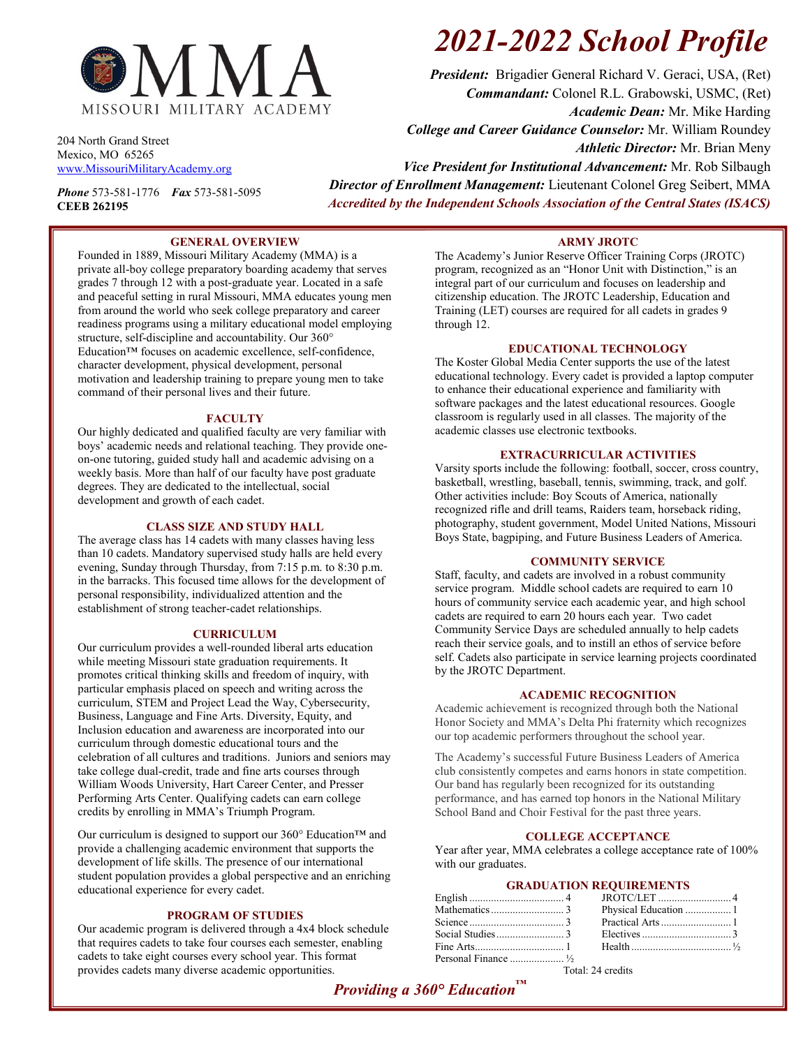# 2021-2022 School Profile

MISSOURI MILITARY ACADEMY

204 North Grand Street
Mexico, MO 65265
www.MissouriMilitaryAcademy.org

*Phone* 573-581-1776 *Fax* 573-581-5095
**CEEB 262195**

***President:*** Brigadier General Richard V. Geraci, USA, (Ret)
***Commandant:*** Colonel R.L. Grabowski, USMC, (Ret)
***Academic Dean:*** Mr. Mike Harding
***College and Career Guidance Counselor:*** Mr. William Roundey
***Athletic Director:*** Mr. Brian Meny
***Vice President for Institutional Advancement:*** Mr. Rob Silbaugh
***Director of Enrollment Management:*** Lieutenant Colonel Greg Seibert, MMA
***Accredited by the Independent Schools Association of the Central States (ISACS)***

## GENERAL OVERVIEW

Founded in 1889, Missouri Military Academy (MMA) is a private all-boy college preparatory boarding academy that serves grades 7 through 12 with a post-graduate year. Located in a safe and peaceful setting in rural Missouri, MMA educates young men from around the world who seek college preparatory and career readiness programs using a military educational model employing structure, self-discipline and accountability. Our 360° Education™ focuses on academic excellence, self-confidence, character development, physical development, personal motivation and leadership training to prepare young men to take command of their personal lives and their future.

## FACULTY

Our highly dedicated and qualified faculty are very familiar with boys' academic needs and relational teaching. They provide one-on-one tutoring, guided study hall and academic advising on a weekly basis. More than half of our faculty have post graduate degrees. They are dedicated to the intellectual, social development and growth of each cadet.

## CLASS SIZE AND STUDY HALL

The average class has 14 cadets with many classes having less than 10 cadets. Mandatory supervised study halls are held every evening, Sunday through Thursday, from 7:15 p.m. to 8:30 p.m. in the barracks. This focused time allows for the development of personal responsibility, individualized attention and the establishment of strong teacher-cadet relationships.

## CURRICULUM

Our curriculum provides a well-rounded liberal arts education while meeting Missouri state graduation requirements. It promotes critical thinking skills and freedom of inquiry, with particular emphasis placed on speech and writing across the curriculum, STEM and Project Lead the Way, Cybersecurity, Business, Language and Fine Arts. Diversity, Equity, and Inclusion education and awareness are incorporated into our curriculum through domestic educational tours and the celebration of all cultures and traditions. Juniors and seniors may take college dual-credit, trade and fine arts courses through William Woods University, Hart Career Center, and Presser Performing Arts Center. Qualifying cadets can earn college credits by enrolling in MMA's Triumph Program.

Our curriculum is designed to support our 360° Education™ and provide a challenging academic environment that supports the development of life skills. The presence of our international student population provides a global perspective and an enriching educational experience for every cadet.

## PROGRAM OF STUDIES

Our academic program is delivered through a 4x4 block schedule that requires cadets to take four courses each semester, enabling cadets to take eight courses every school year. This format provides cadets many diverse academic opportunities.

## ARMY JROTC

The Academy's Junior Reserve Officer Training Corps (JROTC) program, recognized as an "Honor Unit with Distinction," is an integral part of our curriculum and focuses on leadership and citizenship education. The JROTC Leadership, Education and Training (LET) courses are required for all cadets in grades 9 through 12.

## EDUCATIONAL TECHNOLOGY

The Koster Global Media Center supports the use of the latest educational technology. Every cadet is provided a laptop computer to enhance their educational experience and familiarity with software packages and the latest educational resources. Google classroom is regularly used in all classes. The majority of the academic classes use electronic textbooks.

## EXTRACURRICULAR ACTIVITIES

Varsity sports include the following: football, soccer, cross country, basketball, wrestling, baseball, tennis, swimming, track, and golf. Other activities include: Boy Scouts of America, nationally recognized rifle and drill teams, Raiders team, horseback riding, photography, student government, Model United Nations, Missouri Boys State, bagpiping, and Future Business Leaders of America.

## COMMUNITY SERVICE

Staff, faculty, and cadets are involved in a robust community service program. Middle school cadets are required to earn 10 hours of community service each academic year, and high school cadets are required to earn 20 hours each year. Two cadet Community Service Days are scheduled annually to help cadets reach their service goals, and to instill an ethos of service before self. Cadets also participate in service learning projects coordinated by the JROTC Department.

## ACADEMIC RECOGNITION

Academic achievement is recognized through both the National Honor Society and MMA's Delta Phi fraternity which recognizes our top academic performers throughout the school year.

The Academy's successful Future Business Leaders of America club consistently competes and earns honors in state competition. Our band has regularly been recognized for its outstanding performance, and has earned top honors in the National Military School Band and Choir Festival for the past three years.

## COLLEGE ACCEPTANCE

Year after year, MMA celebrates a college acceptance rate of 100% with our graduates.

## GRADUATION REQUIREMENTS

| Subject | Credits | Subject | Credits |
|---|---|---|---|
| English | 4 | JROTC/LET | 4 |
| Mathematics | 3 | Physical Education | 1 |
| Science | 3 | Practical Arts | 1 |
| Social Studies | 3 | Electives | 3 |
| Fine Arts | 1 | Health | ½ |
| Personal Finance | ½ | | |

Total: 24 credits

***Providing a 360° Education™***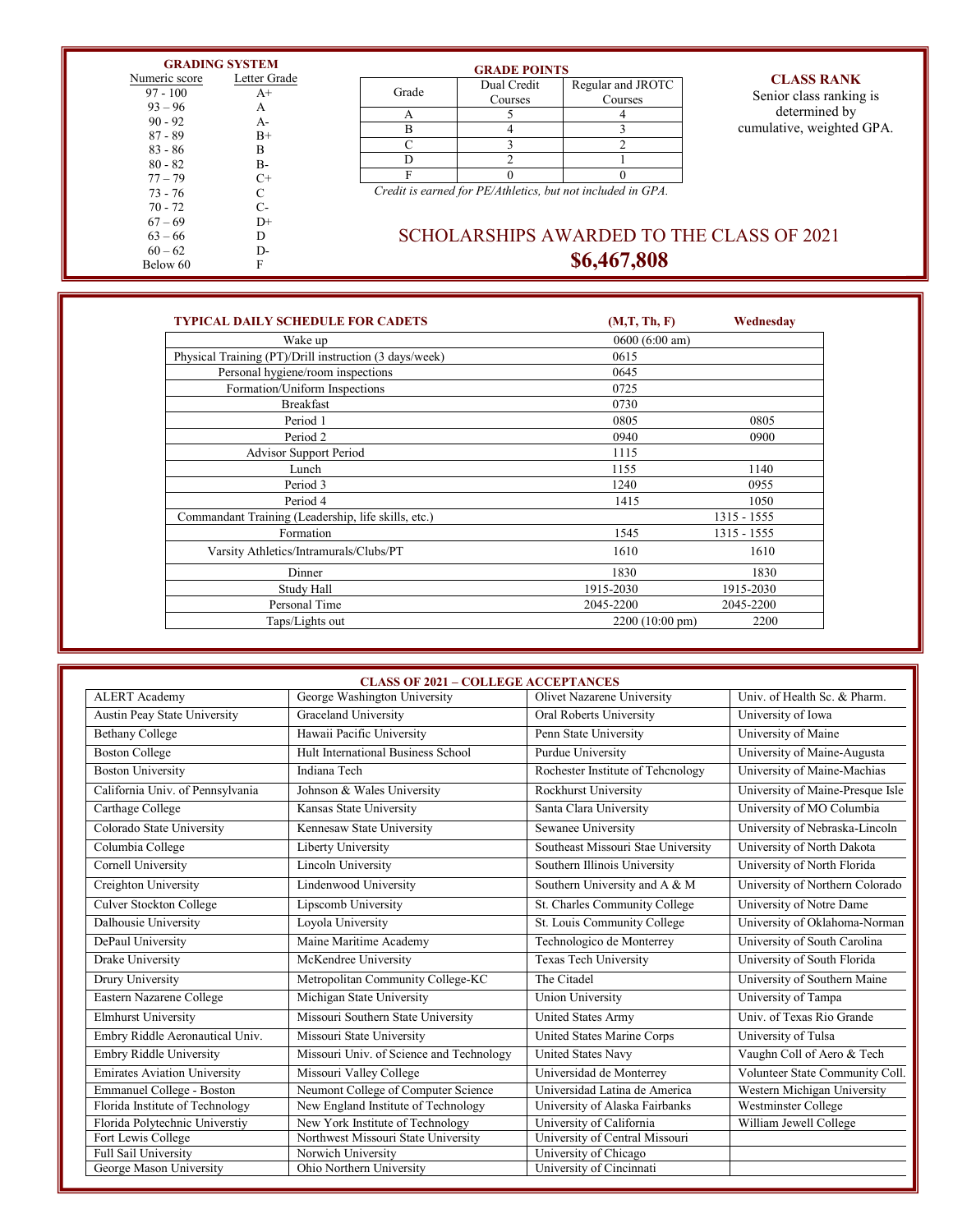**GRADING SYSTEM**

| Numeric score | Letter Grade |
|---|---|
| 97 - 100 | A+ |
| 93 – 96 | A |
| 90 - 92 | A- |
| 87 - 89 | B+ |
| 83 - 86 | B |
| 80 - 82 | B- |
| 77 – 79 | C+ |
| 73 - 76 | C |
| 70 - 72 | C- |
| 67 – 69 | D+ |
| 63 – 66 | D |
| 60 – 62 | D- |
| Below 60 | F |

**GRADE POINTS**

| Grade | Dual Credit Courses | Regular and JROTC Courses |
|---|---|---|
| A | 5 | 4 |
| B | 4 | 3 |
| C | 3 | 2 |
| D | 2 | 1 |
| F | 0 | 0 |

*Credit is earned for PE/Athletics, but not included in GPA.*

**CLASS RANK**

Senior class ranking is determined by cumulative, weighted GPA.

## SCHOLARSHIPS AWARDED TO THE CLASS OF 2021

## $6,467,808

| TYPICAL DAILY SCHEDULE FOR CADETS | (M,T, Th, F) | Wednesday |
|---|---|---|
| Wake up | 0600 (6:00 am) | |
| Physical Training (PT)/Drill instruction (3 days/week) | 0615 | |
| Personal hygiene/room inspections | 0645 | |
| Formation/Uniform Inspections | 0725 | |
| Breakfast | 0730 | |
| Period 1 | 0805 | 0805 |
| Period 2 | 0940 | 0900 |
| Advisor Support Period | 1115 | |
| Lunch | 1155 | 1140 |
| Period 3 | 1240 | 0955 |
| Period 4 | 1415 | 1050 |
| Commandant Training (Leadership, life skills, etc.) | | 1315 - 1555 |
| Formation | 1545 | 1315 - 1555 |
| Varsity Athletics/Intramurals/Clubs/PT | 1610 | 1610 |
| Dinner | 1830 | 1830 |
| Study Hall | 1915-2030 | 1915-2030 |
| Personal Time | 2045-2200 | 2045-2200 |
| Taps/Lights out | 2200 (10:00 pm) | 2200 |

**CLASS OF 2021 – COLLEGE ACCEPTANCES**

| | | | |
|---|---|---|---|
| ALERT Academy | George Washington University | Olivet Nazarene University | Univ. of Health Sc. & Pharm. |
| Austin Peay State University | Graceland University | Oral Roberts University | University of Iowa |
| Bethany College | Hawaii Pacific University | Penn State University | University of Maine |
| Boston College | Hult International Business School | Purdue University | University of Maine-Augusta |
| Boston University | Indiana Tech | Rochester Institute of Tehcnology | University of Maine-Machias |
| California Univ. of Pennsylvania | Johnson & Wales University | Rockhurst University | University of Maine-Presque Isle |
| Carthage College | Kansas State University | Santa Clara University | University of MO Columbia |
| Colorado State University | Kennesaw State University | Sewanee University | University of Nebraska-Lincoln |
| Columbia College | Liberty University | Southeast Missouri Stae University | University of North Dakota |
| Cornell University | Lincoln University | Southern Illinois University | University of North Florida |
| Creighton University | Lindenwood University | Southern University and A & M | University of Northern Colorado |
| Culver Stockton College | Lipscomb University | St. Charles Community College | University of Notre Dame |
| Dalhousie University | Loyola University | St. Louis Community College | University of Oklahoma-Norman |
| DePaul University | Maine Maritime Academy | Technologico de Monterrey | University of South Carolina |
| Drake University | McKendree University | Texas Tech University | University of South Florida |
| Drury University | Metropolitan Community College-KC | The Citadel | University of Southern Maine |
| Eastern Nazarene College | Michigan State University | Union University | University of Tampa |
| Elmhurst University | Missouri Southern State University | United States Army | Univ. of Texas Rio Grande |
| Embry Riddle Aeronautical Univ. | Missouri State University | United States Marine Corps | University of Tulsa |
| Embry Riddle University | Missouri Univ. of Science and Technology | United States Navy | Vaughn Coll of Aero & Tech |
| Emirates Aviation University | Missouri Valley College | Universidad de Monterrey | Volunteer State Community Coll. |
| Emmanuel College - Boston | Neumont College of Computer Science | Universidad Latina de America | Western Michigan University |
| Florida Institute of Technology | New England Institute of Technology | University of Alaska Fairbanks | Westminster College |
| Florida Polytechnic Universtiy | New York Institute of Technology | University of California | William Jewell College |
| Fort Lewis College | Northwest Missouri State University | University of Central Missouri | |
| Full Sail University | Norwich University | University of Chicago | |
| George Mason University | Ohio Northern University | University of Cincinnati | |